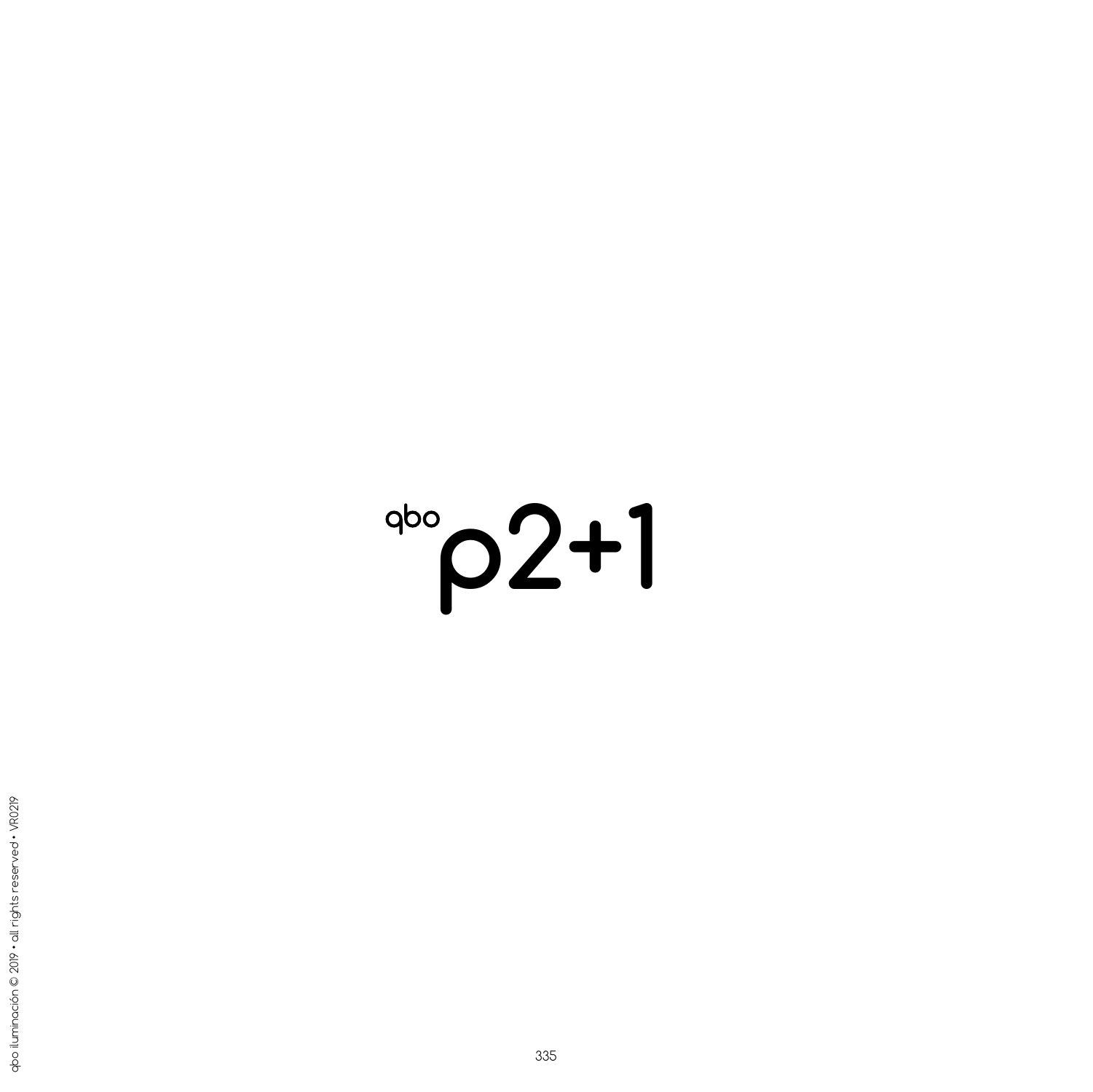# qbo p2+1

qbo iluminación © 2019 • all rights reserved • VR0219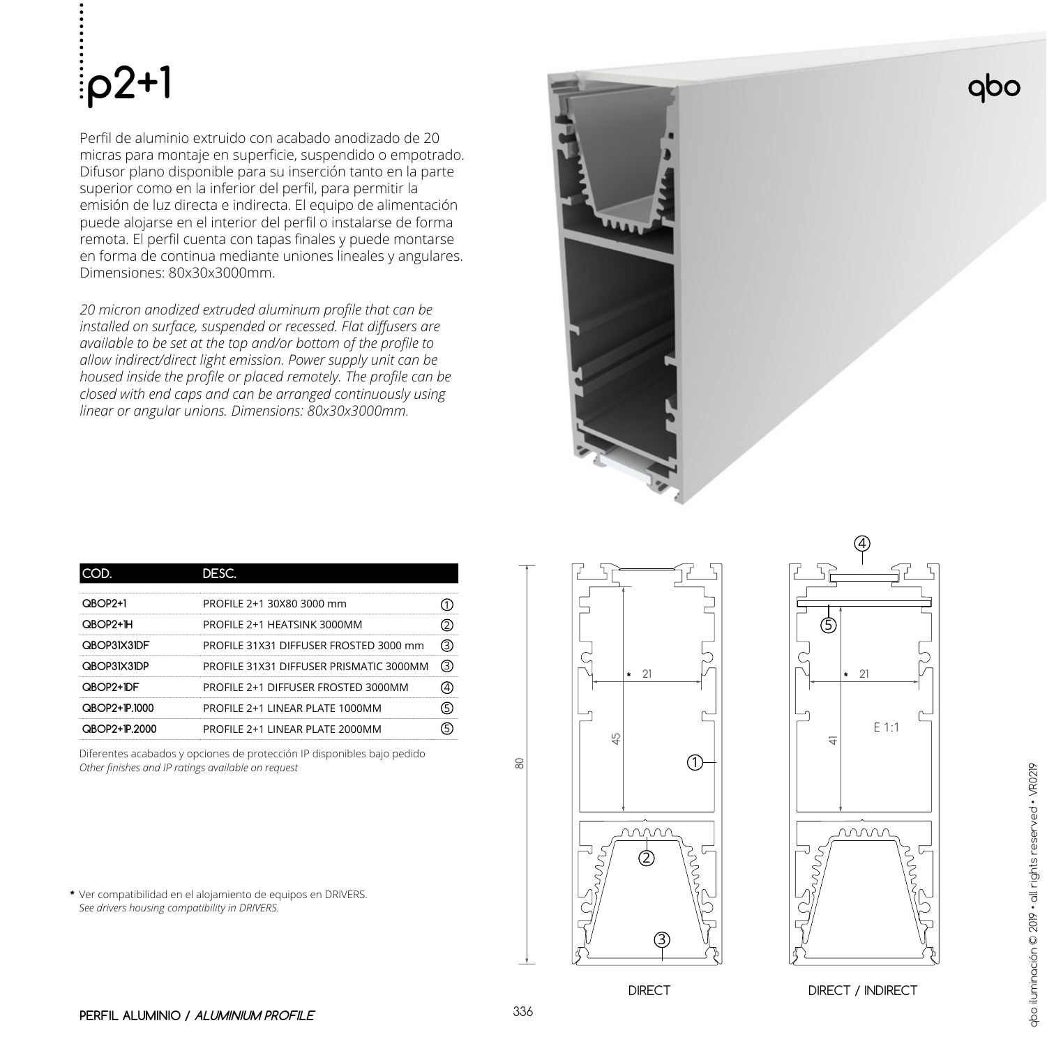# p2+1

Perfil de aluminio extruido con acabado anodizado de 20 micras para montaje en superficie, suspendido o empotrado. Difusor plano disponible para su inserción tanto en la parte superior como en la inferior del perfil, para permitir la emisión de luz directa e indirecta. El equipo de alimentación puede alojarse en el interior del perfil o instalarse de forma remota. El perfil cuenta con tapas finales y puede montarse en forma de continua mediante uniones lineales y angulares. Dimensiones: 80x30x3000mm.

*20 micron anodized extruded aluminum profile that can be installed on surface, suspended or recessed. Flat diffusers are available to be set at the top and/or bottom of the profile to allow indirect/direct light emission. Power supply unit can be housed inside the profile or placed remotely. The profile can be closed with end caps and can be arranged continuously using linear or angular unions. Dimensions: 80x30x3000mm.*

| COD. | DESC. | |
|---|---|---|
| QBOP2+1 | PROFILE 2+1 30X80 3000 mm | ① |
| QBOP2+1H | PROFILE 2+1 HEATSINK 3000MM | ② |
| QBOP31X31DF | PROFILE 31X31 DIFFUSER FROSTED 3000 mm | ③ |
| QBOP31X31DP | PROFILE 31X31 DIFFUSER PRISMATIC 3000MM | ③ |
| QBOP2+1DF | PROFILE 2+1 DIFFUSER FROSTED 3000MM | ④ |
| QBOP2+1P.1000 | PROFILE 2+1 LINEAR PLATE 1000MM | ⑤ |
| QBOP2+1P.2000 | PROFILE 2+1 LINEAR PLATE 2000MM | ⑤ |

Diferentes acabados y opciones de protección IP disponibles bajo pedido
*Other finishes and IP ratings available on request*

* Ver compatibilidad en el alojamiento de equipos en DRIVERS.
*See drivers housing compatibility in DRIVERS.*

80 · * 21 · 45 · ① ② ③

DIRECT

④ ⑤ · * 21 · 41 · E 1:1

DIRECT / INDIRECT

PERFIL ALUMINIO / *ALUMINIUM PROFILE*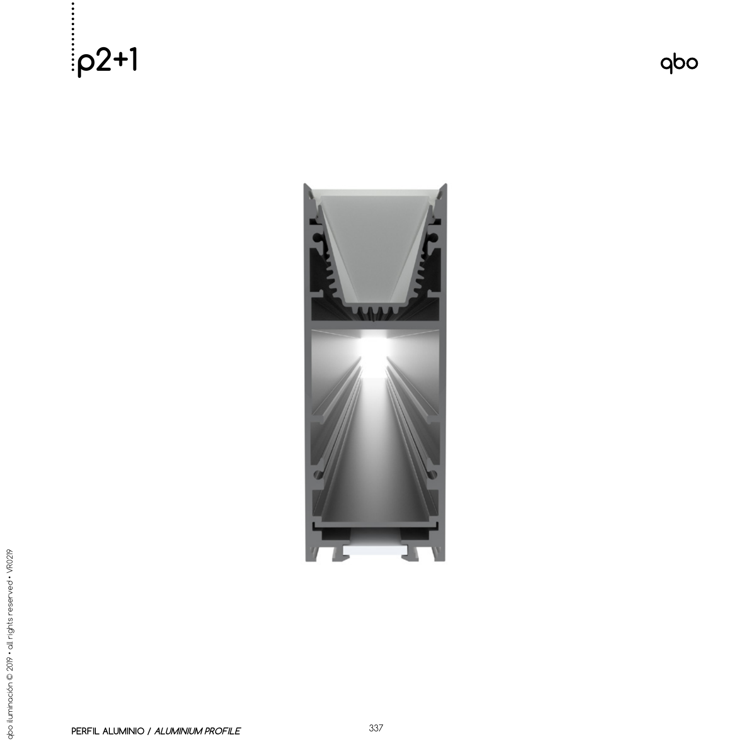# p2+1

PERFIL ALUMINIO / *ALUMINIUM PROFILE*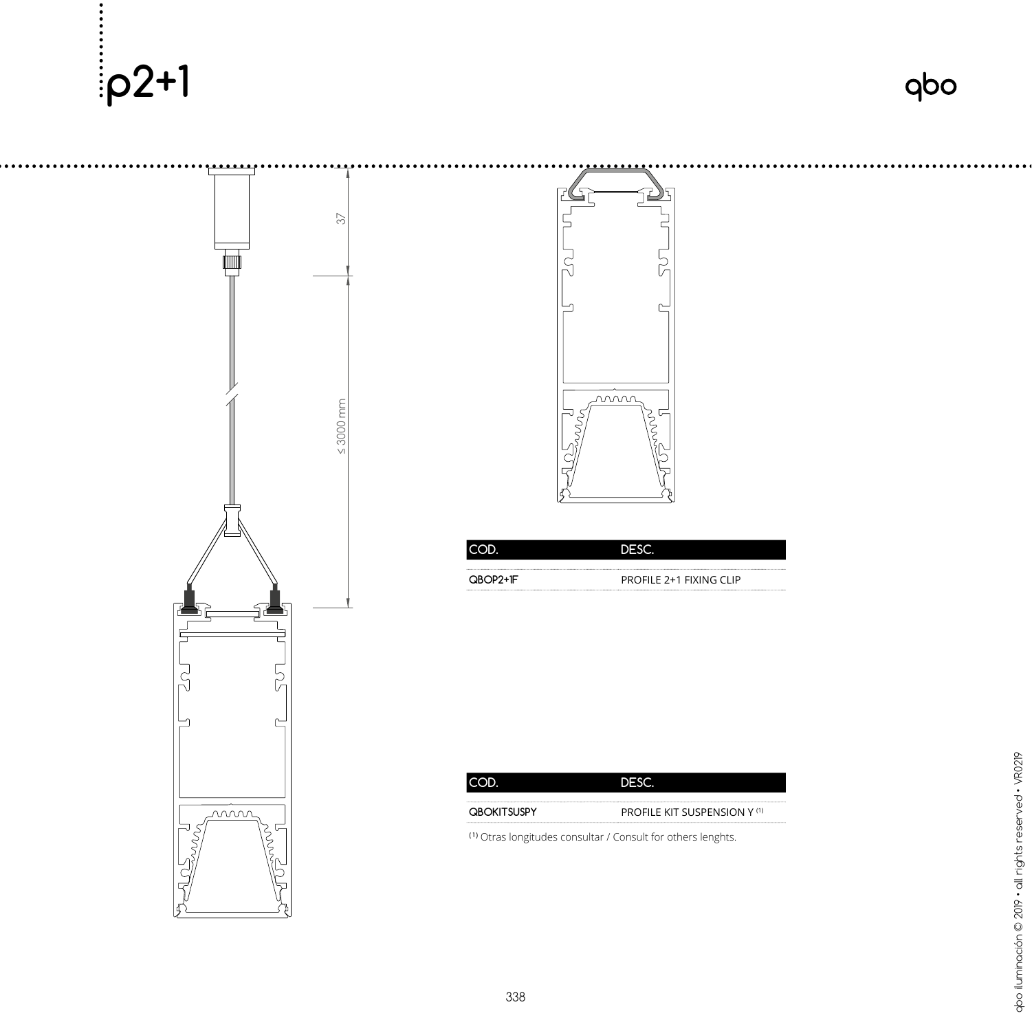# p2+1

| COD. | DESC. |
|---|---|
| QBOP2+1F | PROFILE 2+1 FIXING CLIP |

| COD. | DESC. |
|---|---|
| QBOKITSUSPY | PROFILE KIT SUSPENSION Y [1] |

[1] Otras longitudes consultar / Consult for others lenghts.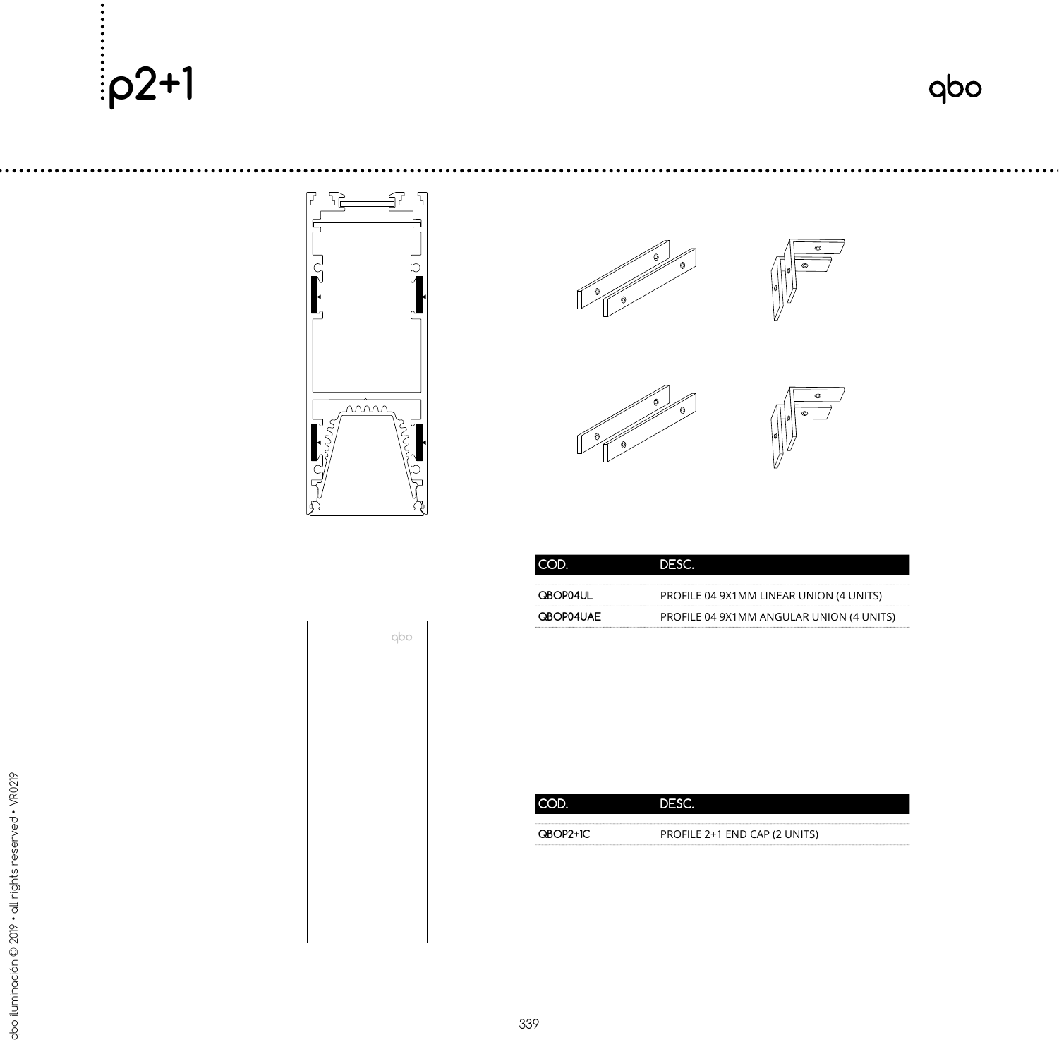# p2+1

| COD. | DESC. |
| --- | --- |
| QBOP04UL | PROFILE 04 9X1MM LINEAR UNION (4 UNITS) |
| QBOP04UAE | PROFILE 04 9X1MM ANGULAR UNION (4 UNITS) |

| COD. | DESC. |
| --- | --- |
| QBOP2+1C | PROFILE 2+1 END CAP (2 UNITS) |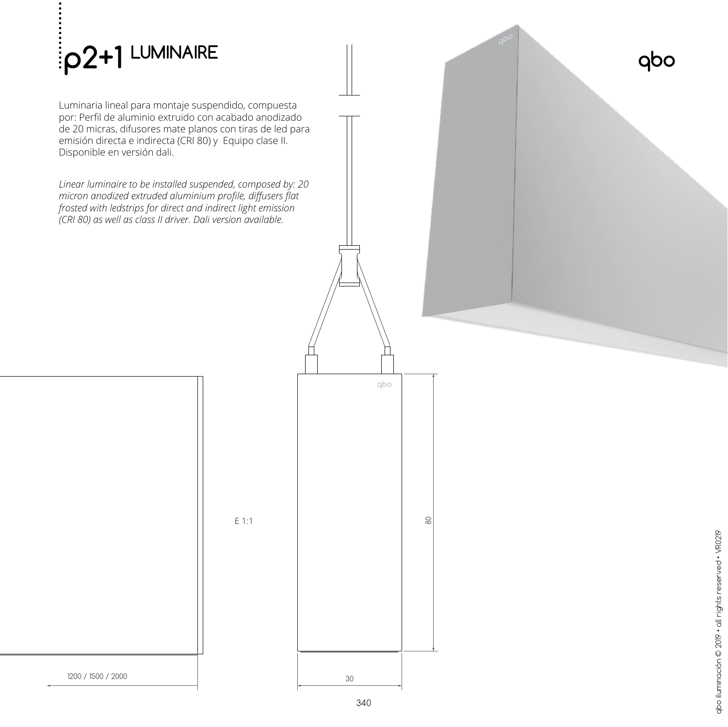# p2+1 LUMINAIRE

Luminaria lineal para montaje suspendido, compuesta por: Perfil de aluminio extruido con acabado anodizado de 20 micras, difusores mate planos con tiras de led para emisión directa e indirecta (CRI 80) y Equipo clase II. Disponible en versión dali.

*Linear luminaire to be installed suspended, composed by: 20 micron anodized extruded aluminium profile, diffusers flat frosted with ledstrips for direct and indirect light emission (CRI 80) as well as class II driver. Dali version available.*

E 1:1

80

1200 / 1500 / 2000

30

340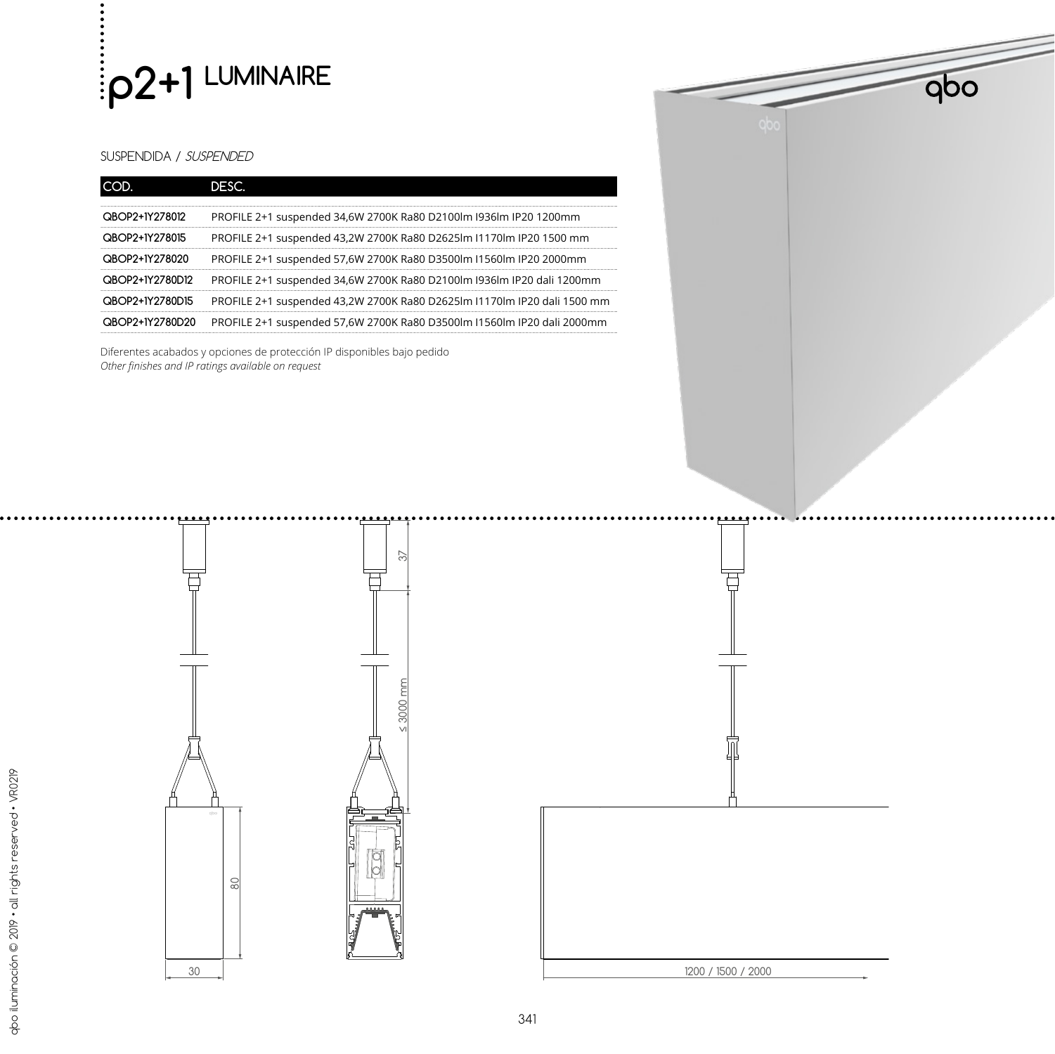# p2+1 LUMINAIRE

SUSPENDIDA / *SUSPENDED*

| COD. | DESC. |
|---|---|
| QBOP2+1Y278012 | PROFILE 2+1 suspended 34,6W 2700K Ra80 D2100lm I936lm IP20 1200mm |
| QBOP2+1Y278015 | PROFILE 2+1 suspended 43,2W 2700K Ra80 D2625lm I1170lm IP20 1500 mm |
| QBOP2+1Y278020 | PROFILE 2+1 suspended 57,6W 2700K Ra80 D3500lm I1560lm IP20 2000mm |
| QBOP2+1Y2780D12 | PROFILE 2+1 suspended 34,6W 2700K Ra80 D2100lm I936lm IP20 dali 1200mm |
| QBOP2+1Y2780D15 | PROFILE 2+1 suspended 43,2W 2700K Ra80 D2625lm I1170lm IP20 dali 1500 mm |
| QBOP2+1Y2780D20 | PROFILE 2+1 suspended 57,6W 2700K Ra80 D3500lm I1560lm IP20 dali 2000mm |

Diferentes acabados y opciones de protección IP disponibles bajo pedido
*Other finishes and IP ratings available on request*

37

≤ 3000 mm

80

30

1200 / 1500 / 2000

qbo iluminación © 2019 • all rights reserved • VR0219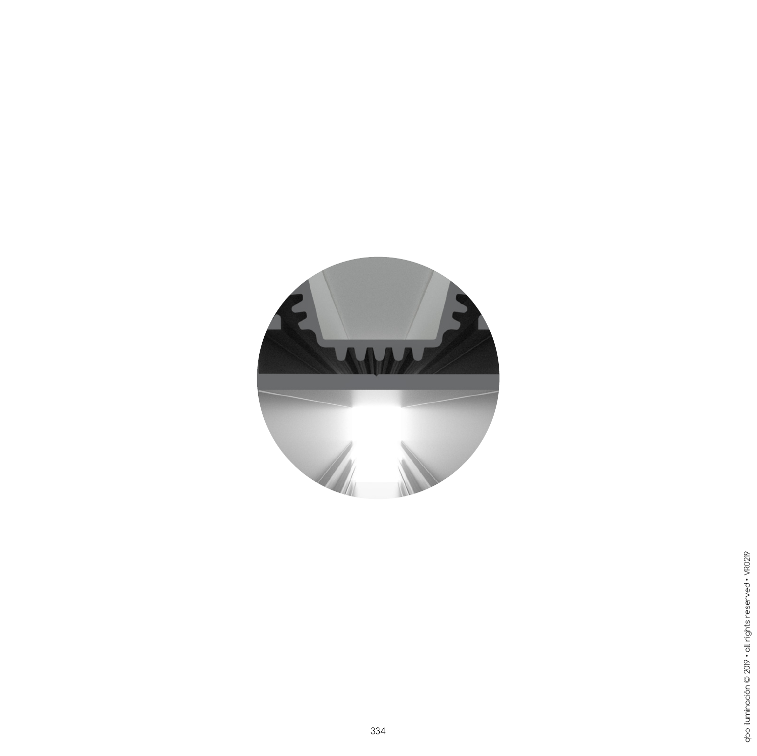qbo iluminación © 2019 • all rights reserved • VR0219